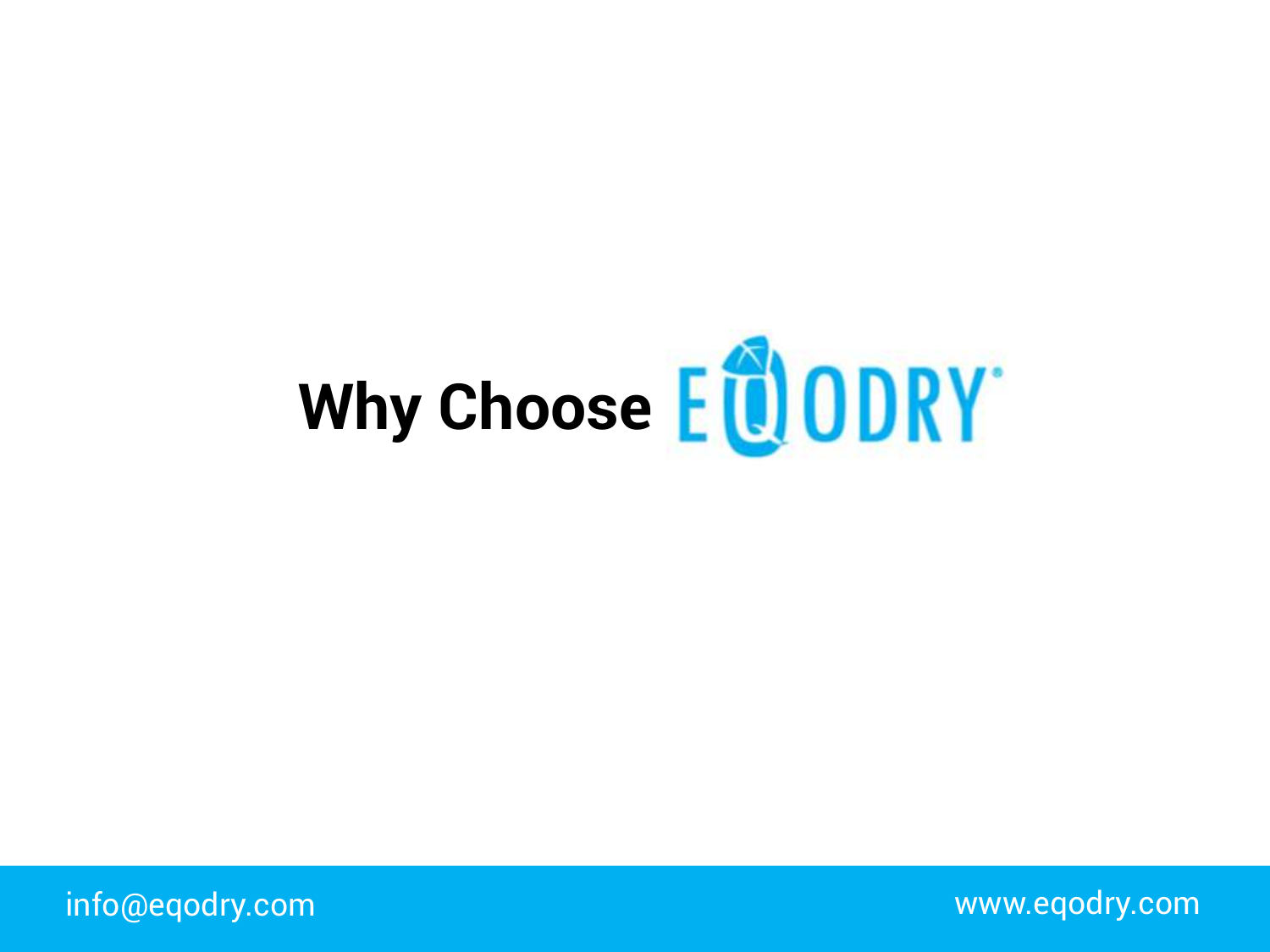# Why Choose EQODRY

info@eqodry.com

www.eqodry.com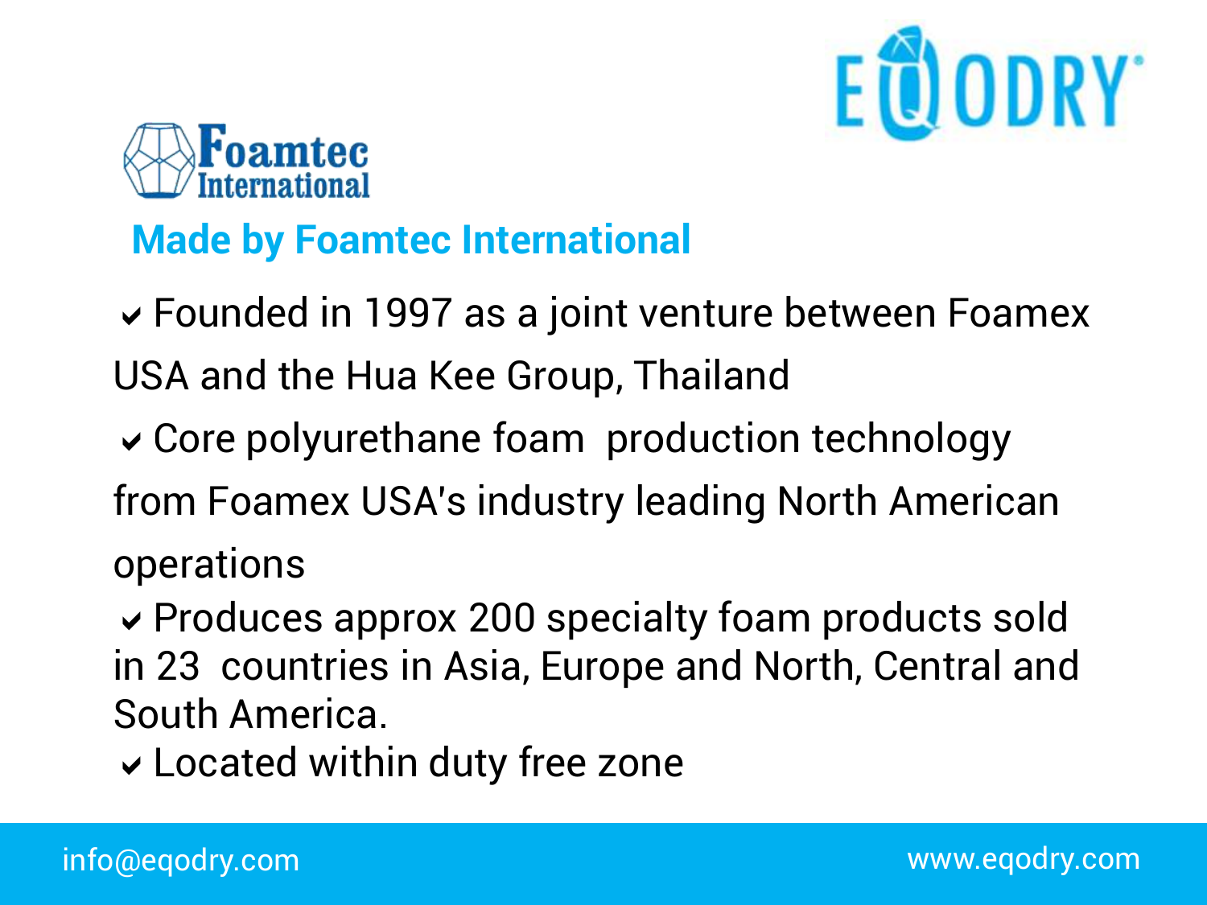Foamtec International

EQODRY

## Made by Foamtec International

- Founded in 1997 as a joint venture between Foamex USA and the Hua Kee Group, Thailand
- Core polyurethane foam production technology from Foamex USA's industry leading North American operations
- Produces approx 200 specialty foam products sold in 23 countries in Asia, Europe and North, Central and South America.
- Located within duty free zone

info@eqodry.com www.eqodry.com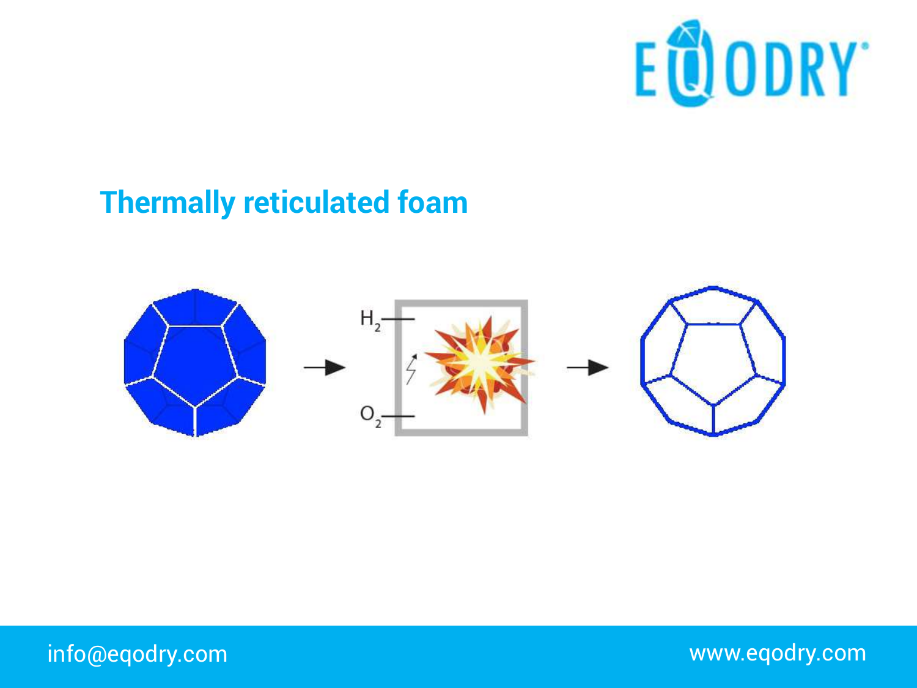## Thermally reticulated foam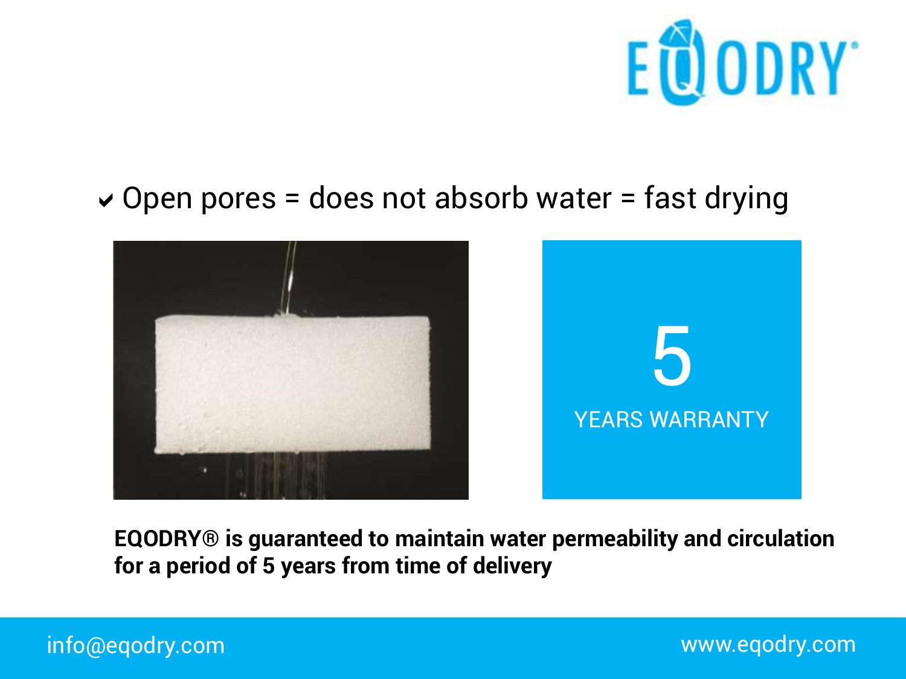EQODRY®

- ✔ Open pores = does not absorb water = fast drying

5

YEARS WARRANTY

**EQODRY® is guaranteed to maintain water permeability and circulation for a period of 5 years from time of delivery**

info@eqodry.com

www.eqodry.com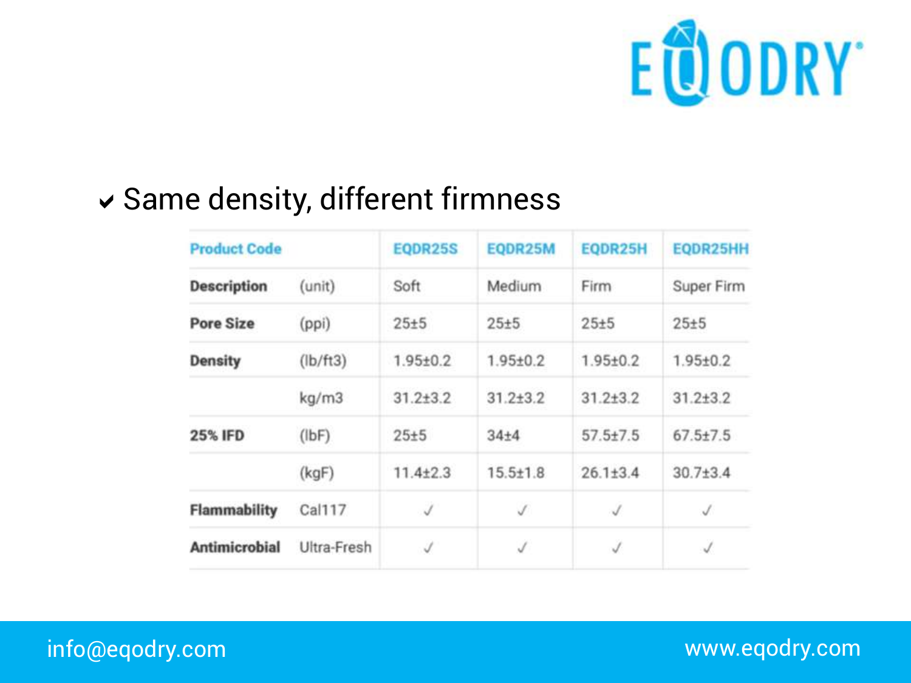- ✔ Same density, different firmness

| Product Code | | EQDR25S | EQDR25M | EQDR25H | EQDR25HH |
|---|---|---|---|---|---|
| **Description** | (unit) | Soft | Medium | Firm | Super Firm |
| **Pore Size** | (ppi) | 25±5 | 25±5 | 25±5 | 25±5 |
| **Density** | (lb/ft3) | 1.95±0.2 | 1.95±0.2 | 1.95±0.2 | 1.95±0.2 |
| | kg/m3 | 31.2±3.2 | 31.2±3.2 | 31.2±3.2 | 31.2±3.2 |
| **25% IFD** | (lbF) | 25±5 | 34±4 | 57.5±7.5 | 67.5±7.5 |
| | (kgF) | 11.4±2.3 | 15.5±1.8 | 26.1±3.4 | 30.7±3.4 |
| **Flammability** | Cal117 | ✓ | ✓ | ✓ | ✓ |
| **Antimicrobial** | Ultra-Fresh | ✓ | ✓ | ✓ | ✓ |

info@eqodry.com

www.eqodry.com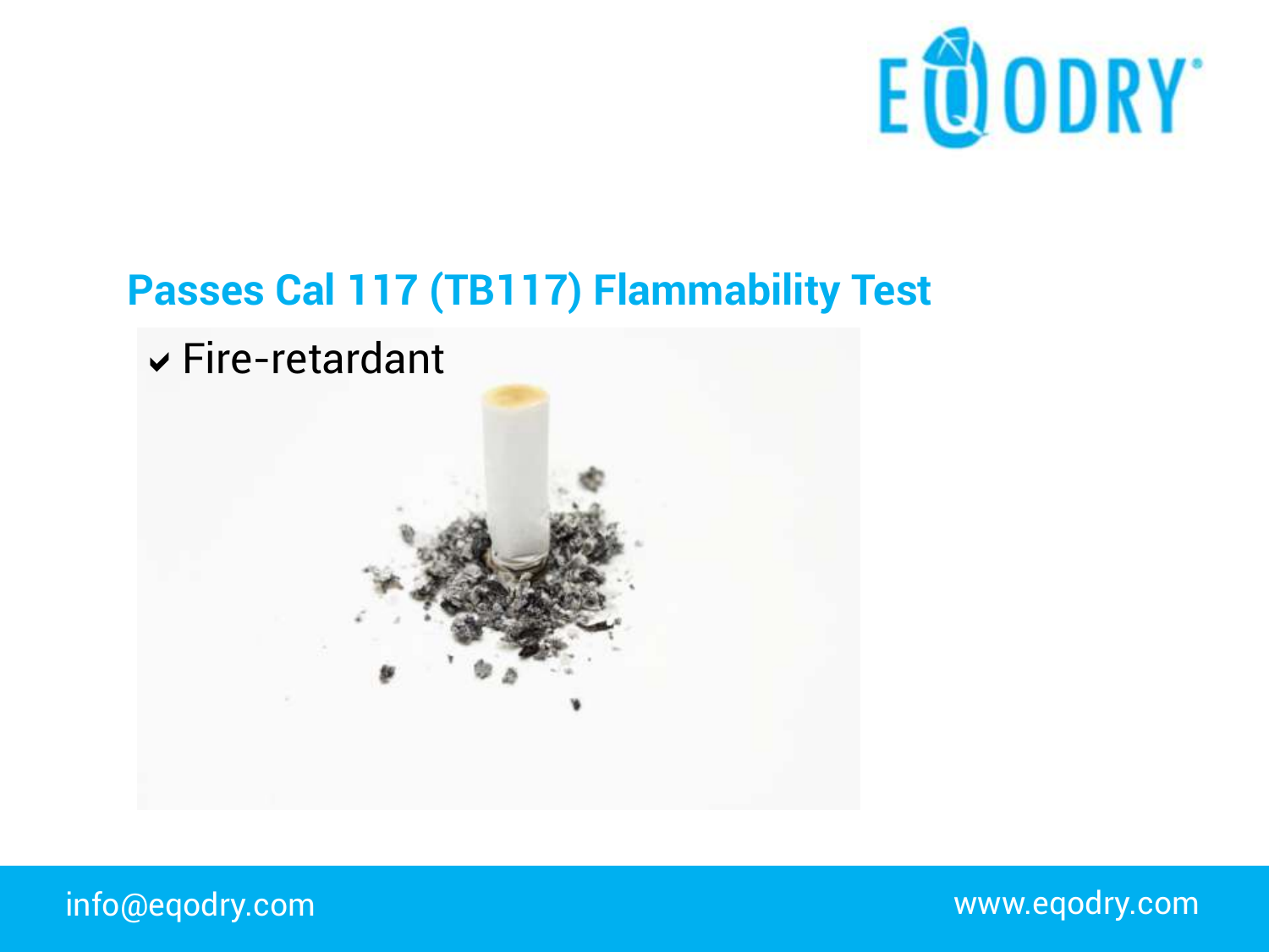## Passes Cal 117 (TB117) Flammability Test

- ✔ Fire-retardant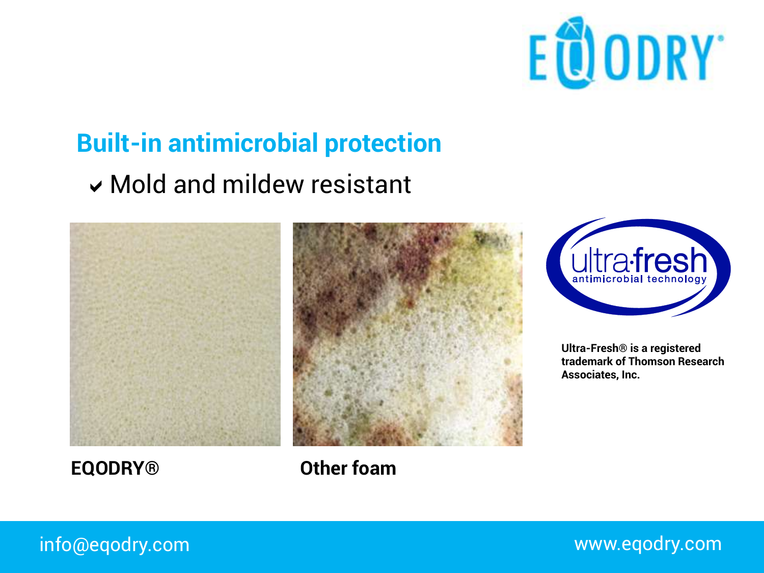## Built-in antimicrobial protection

- ✔ Mold and mildew resistant

**EQODRY®**

**Other foam**

**Ultra-Fresh® is a registered trademark of Thomson Research Associates, Inc.**

info@eqodry.com

www.eqodry.com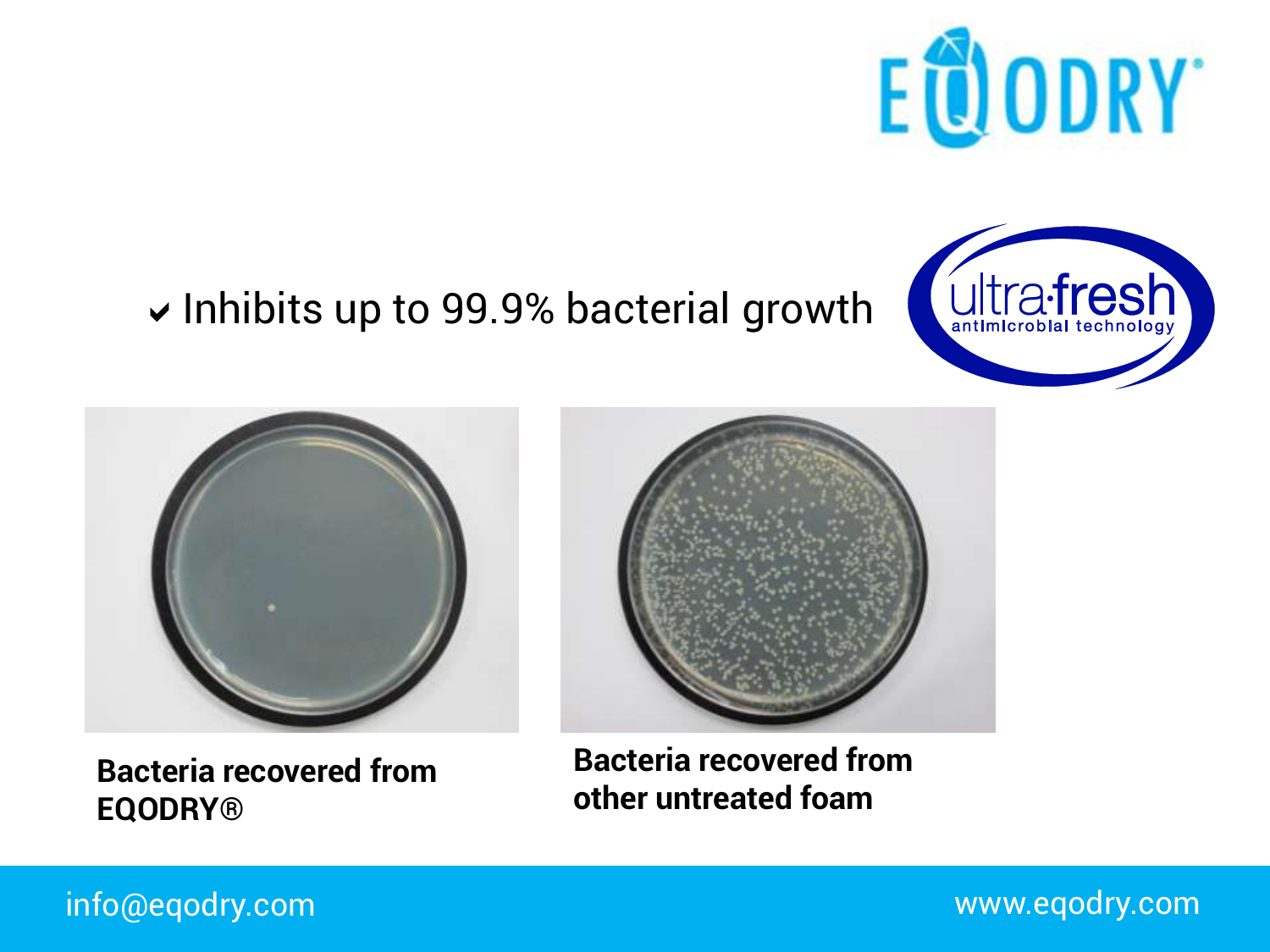- Inhibits up to 99.9% bacterial growth

ultra·fresh antimicrobial technology

**Bacteria recovered from EQODRY®**

**Bacteria recovered from other untreated foam**

info@eqodry.com

www.eqodry.com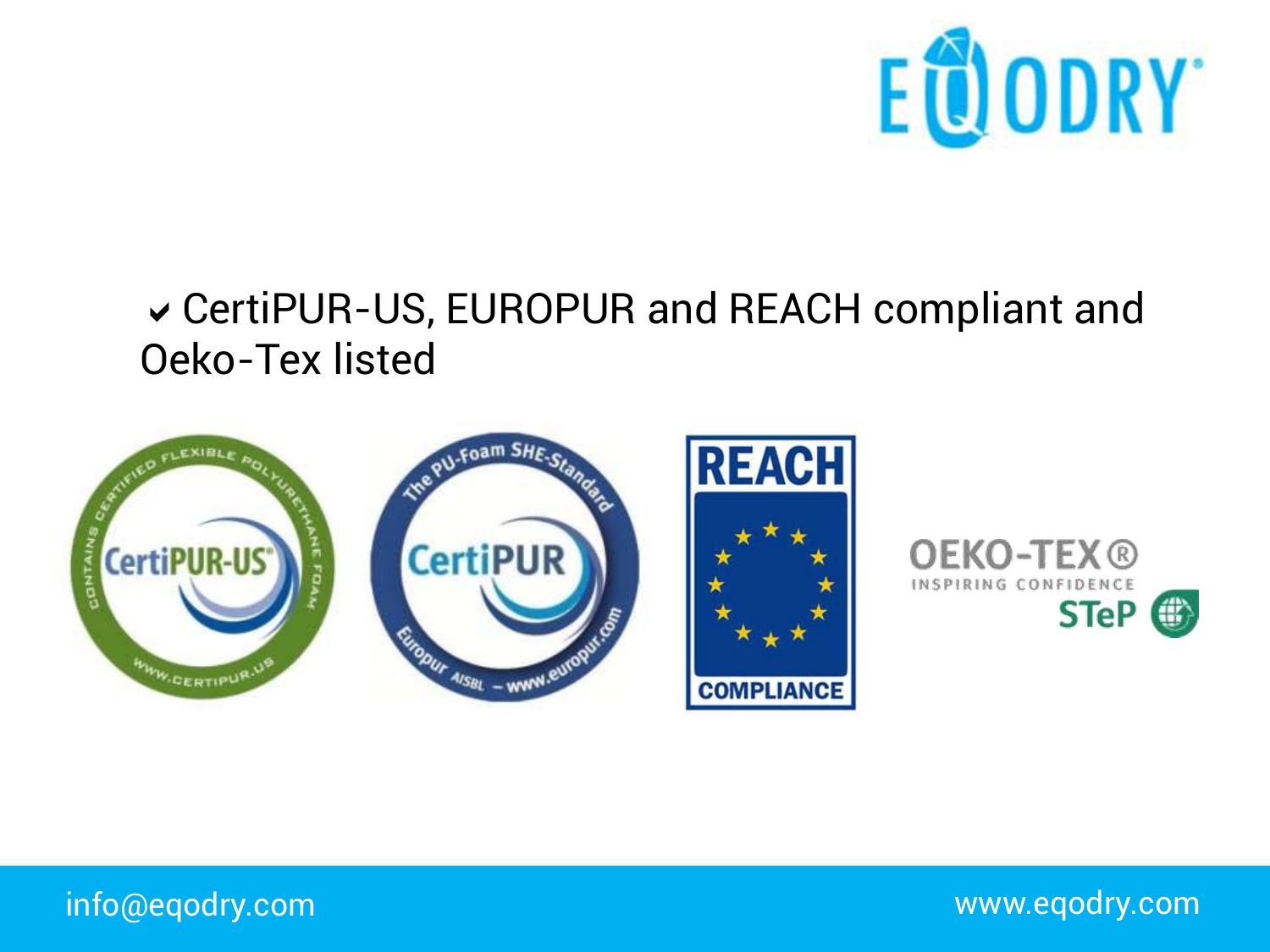- CertiPUR-US, EUROPUR and REACH compliant and Oeko-Tex listed

info@eqodry.com

www.eqodry.com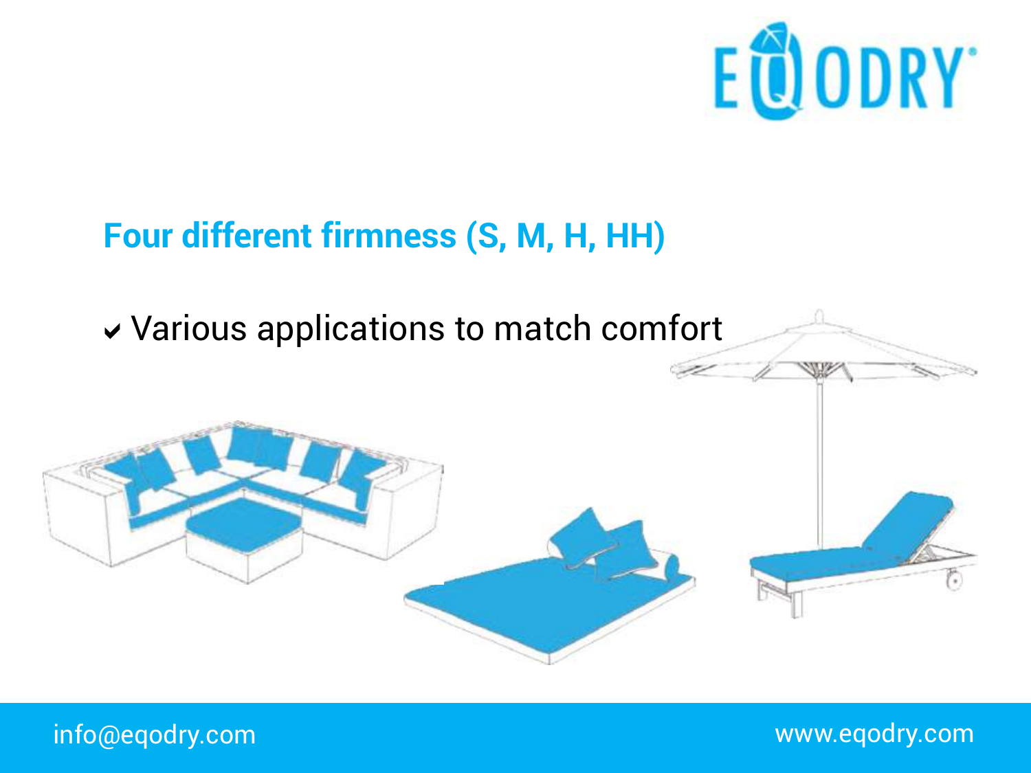## Four different firmness (S, M, H, HH)

- Various applications to match comfort

info@eqodry.com

www.eqodry.com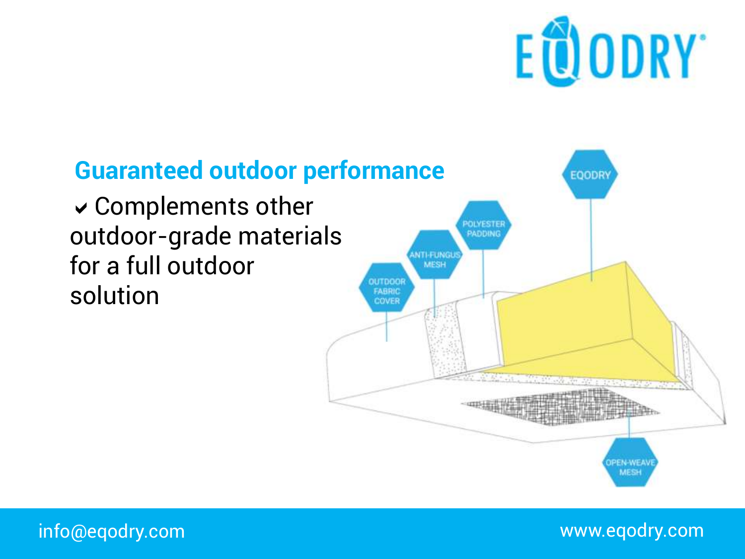## Guaranteed outdoor performance

- ✔ Complements other outdoor-grade materials for a full outdoor solution

OUTDOOR FABRIC COVER

ANTI-FUNGUS MESH

POLYESTER PADDING

EQODRY

OPEN-WEAVE MESH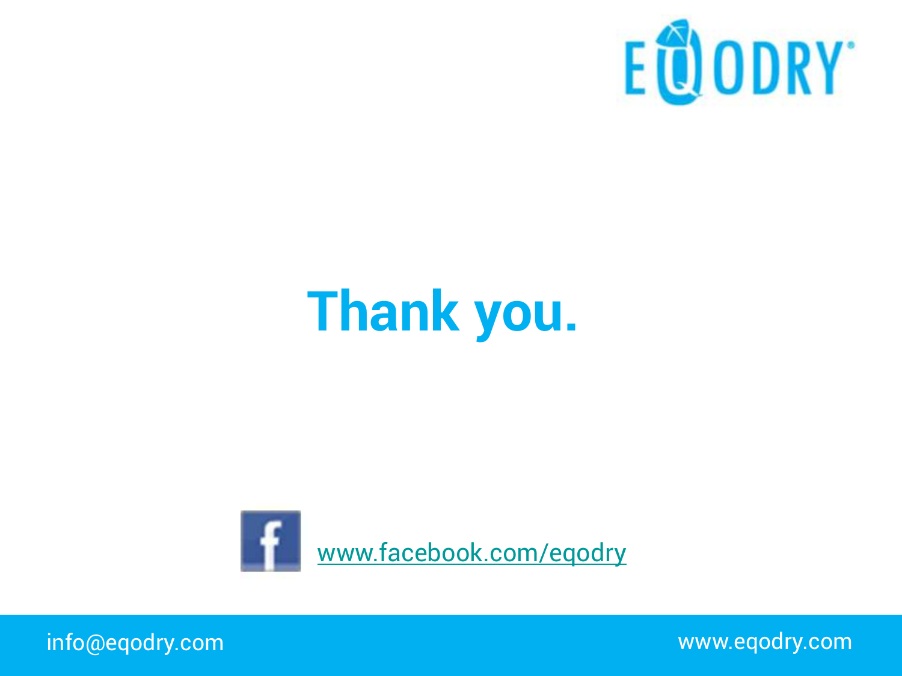EQODRY

# Thank you.

www.facebook.com/eqodry

info@eqodry.com

www.eqodry.com